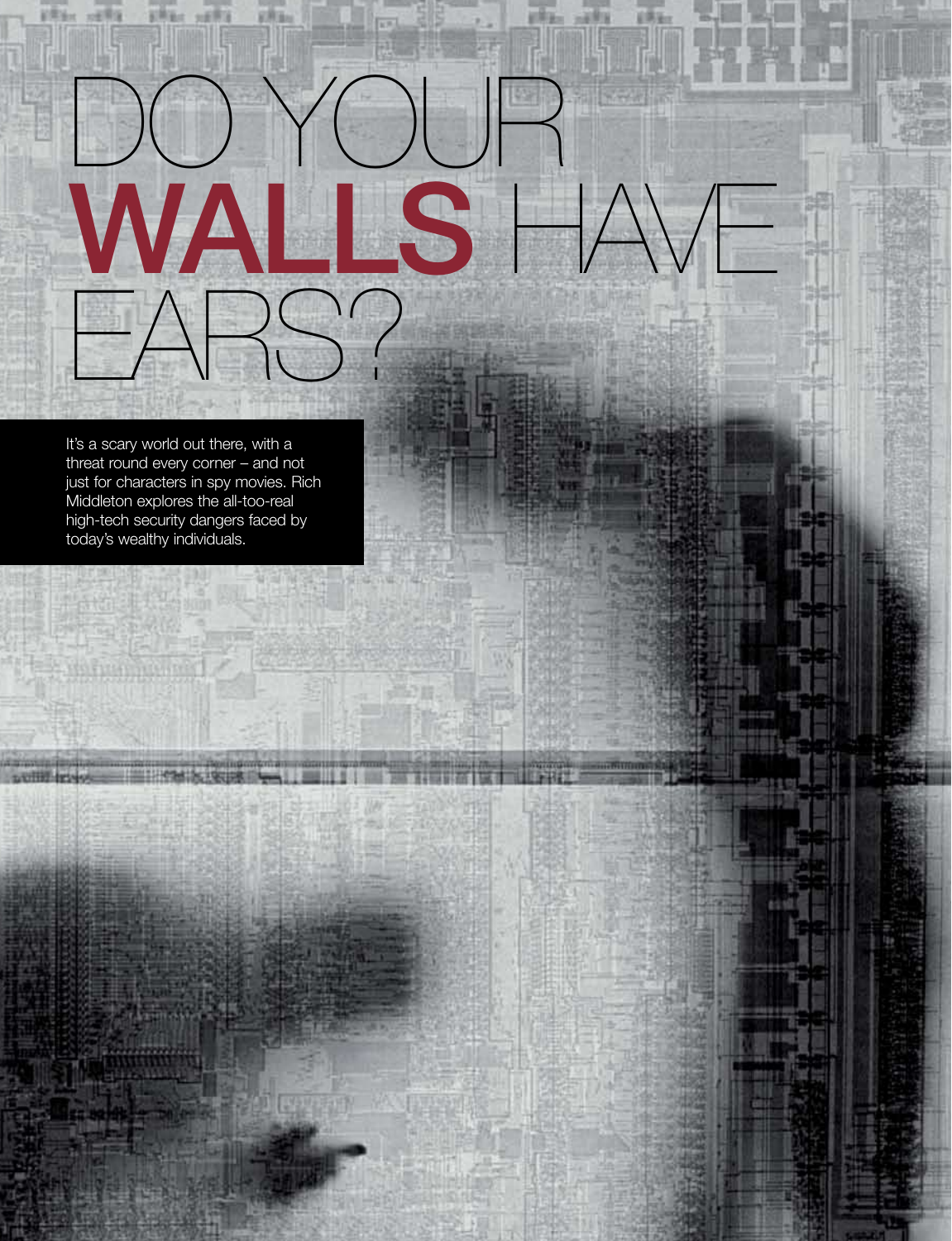# DO YOUR **WALLS** HAVE EARS?

It's a scary world out there, with a threat round every corner – and not just for characters in spy movies. Rich Middleton explores the all-too-real high-tech security dangers faced by today's wealthy individuals.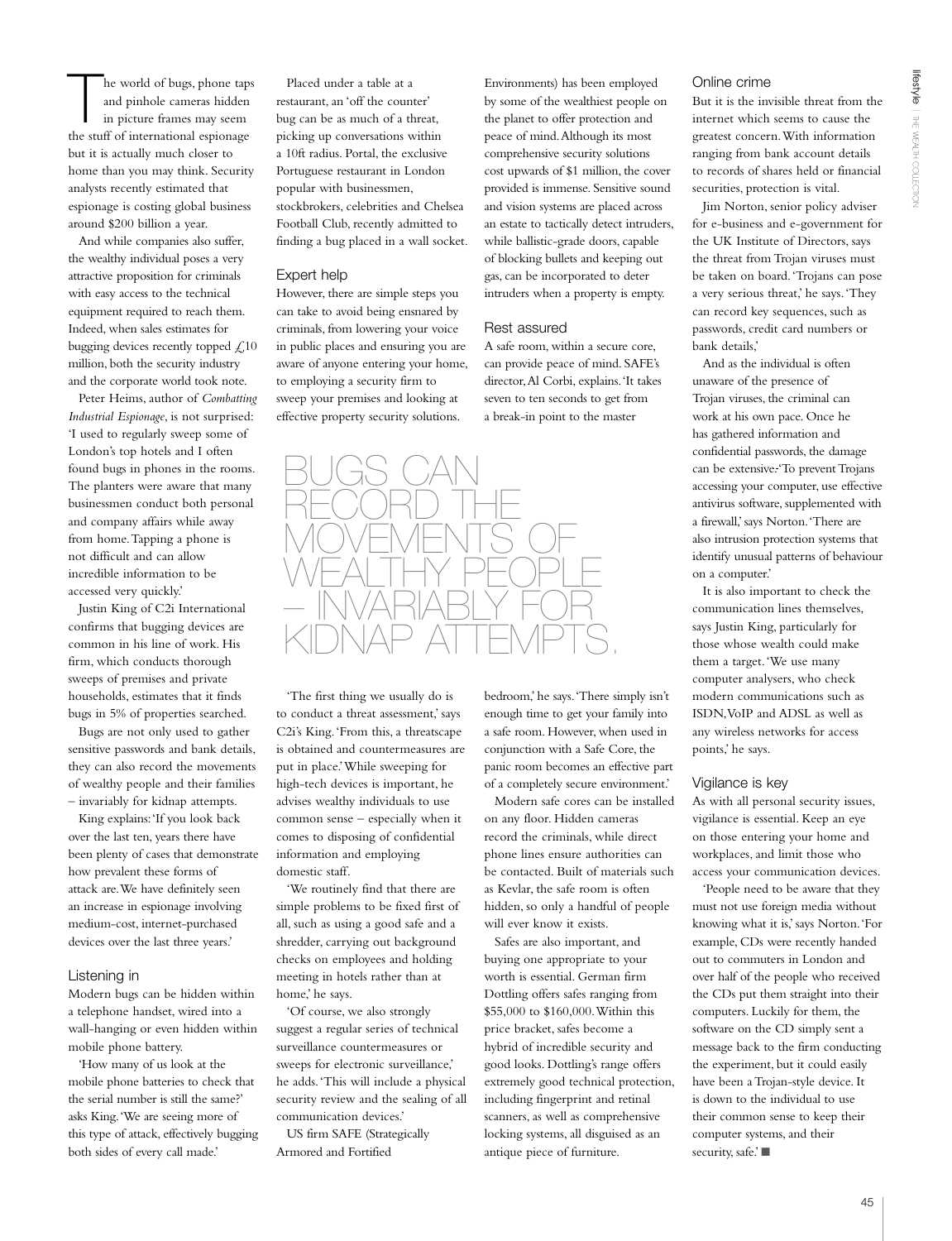The world of bugs, phone taps and pinhole cameras hidden in picture frames may seem the stuff of international espionage but it is actually much closer to home than you may think. Security analysts recently estimated that espionage is costing global business around $200 billion a year.

And while companies also suffer, the wealthy individual poses a very attractive proposition for criminals with easy access to the technical equipment required to reach them. Indeed, when sales estimates for bugging devices recently topped £10 million, both the security industry and the corporate world took note.

Peter Heims, author of *Combatting Industrial Espionage*, is not surprised: 'I used to regularly sweep some of London's top hotels and I often found bugs in phones in the rooms. The planters were aware that many businessmen conduct both personal and company affairs while away from home. Tapping a phone is not difficult and can allow incredible information to be accessed very quickly.'

Justin King of C2i International confirms that bugging devices are common in his line of work. His firm, which conducts thorough sweeps of premises and private households, estimates that it finds bugs in 5% of properties searched.

Bugs are not only used to gather sensitive passwords and bank details, they can also record the movements of wealthy people and their families – invariably for kidnap attempts.

King explains: 'If you look back over the last ten, years there have been plenty of cases that demonstrate how prevalent these forms of attack are. We have definitely seen an increase in espionage involving medium-cost, internet-purchased devices over the last three years.'

## Listening in

Modern bugs can be hidden within a telephone handset, wired into a wall-hanging or even hidden within mobile phone battery.

'How many of us look at the mobile phone batteries to check that the serial number is still the same?' asks King. 'We are seeing more of this type of attack, effectively bugging both sides of every call made.'

Placed under a table at a restaurant, an 'off the counter' bug can be as much of a threat, picking up conversations within a 10ft radius. Portal, the exclusive Portuguese restaurant in London popular with businessmen, stockbrokers, celebrities and Chelsea Football Club, recently admitted to finding a bug placed in a wall socket.

## Expert help

However, there are simple steps you can take to avoid being ensnared by criminals, from lowering your voice in public places and ensuring you are aware of anyone entering your home, to employing a security firm to sweep your premises and looking at effective property security solutions.

BUGS CAN RECORD THE MOVEMENTS OF WEALTHY PEOPLE – INVARIABLY FOR KIDNAP ATTEMPTS.

'The first thing we usually do is to conduct a threat assessment,' says C2i's King. 'From this, a threatscape is obtained and countermeasures are put in place.' While sweeping for high-tech devices is important, he advises wealthy individuals to use common sense – especially when it comes to disposing of confidential information and employing domestic staff.

'We routinely find that there are simple problems to be fixed first of all, such as using a good safe and a shredder, carrying out background checks on employees and holding meeting in hotels rather than at home,' he says.

'Of course, we also strongly suggest a regular series of technical surveillance countermeasures or sweeps for electronic surveillance,' he adds. 'This will include a physical security review and the sealing of all communication devices.'

US firm SAFE (Strategically Armored and Fortified Environments) has been employed by some of the wealthiest people on the planet to offer protection and peace of mind. Although its most comprehensive security solutions cost upwards of $1 million, the cover provided is immense. Sensitive sound and vision systems are placed across an estate to tactically detect intruders, while ballistic-grade doors, capable of blocking bullets and keeping out gas, can be incorporated to deter intruders when a property is empty.

## Rest assured

A safe room, within a secure core, can provide peace of mind. SAFE's director, Al Corbi, explains. 'It takes seven to ten seconds to get from a break-in point to the master bedroom,' he says. 'There simply isn't enough time to get your family into a safe room. However, when used in conjunction with a Safe Core, the panic room becomes an effective part of a completely secure environment.'

Modern safe cores can be installed on any floor. Hidden cameras record the criminals, while direct phone lines ensure authorities can be contacted. Built of materials such as Kevlar, the safe room is often hidden, so only a handful of people will ever know it exists.

Safes are also important, and buying one appropriate to your worth is essential. German firm Dottling offers safes ranging from $55,000 to $160,000. Within this price bracket, safes become a hybrid of incredible security and good looks. Dottling's range offers extremely good technical protection, including fingerprint and retinal scanners, as well as comprehensive locking systems, all disguised as an antique piece of furniture.

## Online crime

But it is the invisible threat from the internet which seems to cause the greatest concern. With information ranging from bank account details to records of shares held or financial securities, protection is vital.

Jim Norton, senior policy adviser for e-business and e-government for the UK Institute of Directors, says the threat from Trojan viruses must be taken on board. 'Trojans can pose a very serious threat,' he says. 'They can record key sequences, such as passwords, credit card numbers or bank details,'

And as the individual is often unaware of the presence of Trojan viruses, the criminal can work at his own pace. Once he has gathered information and confidential passwords, the damage can be extensive. 'To prevent Trojans accessing your computer, use effective antivirus software, supplemented with a firewall,' says Norton. 'There are also intrusion protection systems that identify unusual patterns of behaviour on a computer.'

It is also important to check the communication lines themselves, says Justin King, particularly for those whose wealth could make them a target. 'We use many computer analysers, who check modern communications such as ISDN, VoIP and ADSL as well as any wireless networks for access points,' he says.

## Vigilance is key

As with all personal security issues, vigilance is essential. Keep an eye on those entering your home and workplaces, and limit those who access your communication devices.

'People need to be aware that they must not use foreign media without knowing what it is,' says Norton. 'For example, CDs were recently handed out to commuters in London and over half of the people who received the CDs put them straight into their computers. Luckily for them, the software on the CD simply sent a message back to the firm conducting the experiment, but it could easily have been a Trojan-style device. It is down to the individual to use their common sense to keep their computer systems, and their security, safe.' ■